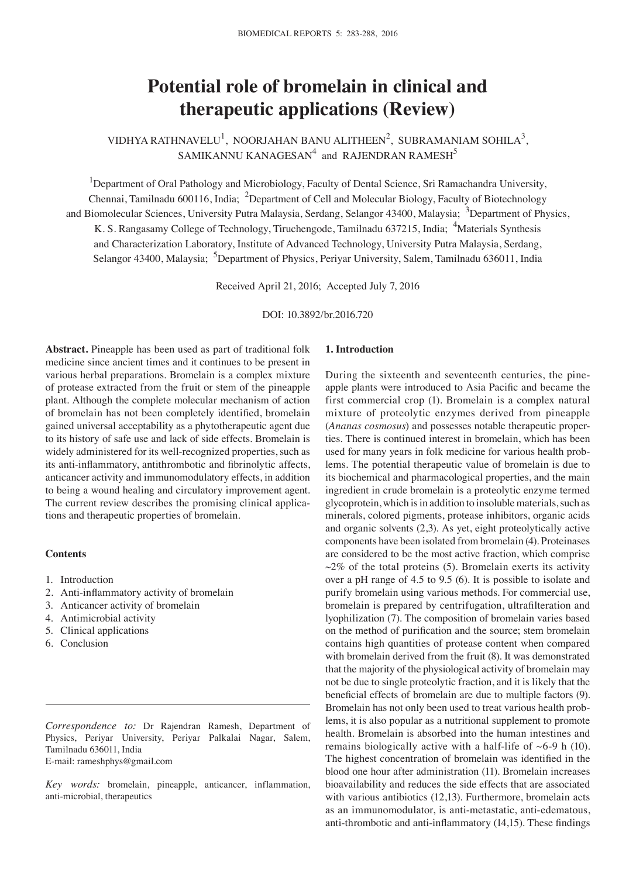# Potential role of bromelain in clinical and therapeutic applications (Review)

VIDHYA RATHNAVELU[1], NOORJAHAN BANU ALITHEEN[2], SUBRAMANIAM SOHILA[3], SAMIKANNU KANAGESAN[4] and RAJENDRAN RAMESH[5]

[1]Department of Oral Pathology and Microbiology, Faculty of Dental Science, Sri Ramachandra University, Chennai, Tamilnadu 600116, India; [2]Department of Cell and Molecular Biology, Faculty of Biotechnology and Biomolecular Sciences, University Putra Malaysia, Serdang, Selangor 43400, Malaysia; [3]Department of Physics, K. S. Rangasamy College of Technology, Tiruchengode, Tamilnadu 637215, India; [4]Materials Synthesis and Characterization Laboratory, Institute of Advanced Technology, University Putra Malaysia, Serdang, Selangor 43400, Malaysia; [5]Department of Physics, Periyar University, Salem, Tamilnadu 636011, India

Received April 21, 2016; Accepted July 7, 2016

DOI: 10.3892/br.2016.720

**Abstract.** Pineapple has been used as part of traditional folk medicine since ancient times and it continues to be present in various herbal preparations. Bromelain is a complex mixture of protease extracted from the fruit or stem of the pineapple plant. Although the complete molecular mechanism of action of bromelain has not been completely identified, bromelain gained universal acceptability as a phytotherapeutic agent due to its history of safe use and lack of side effects. Bromelain is widely administered for its well-recognized properties, such as its anti-inflammatory, antithrombotic and fibrinolytic affects, anticancer activity and immunomodulatory effects, in addition to being a wound healing and circulatory improvement agent. The current review describes the promising clinical applications and therapeutic properties of bromelain.

**Contents**

1. Introduction
2. Anti-inflammatory activity of bromelain
3. Anticancer activity of bromelain
4. Antimicrobial activity
5. Clinical applications
6. Conclusion

*Correspondence to:* Dr Rajendran Ramesh, Department of Physics, Periyar University, Periyar Palkalai Nagar, Salem, Tamilnadu 636011, India
E-mail: rameshphys@gmail.com

*Key words:* bromelain, pineapple, anticancer, inflammation, anti-microbial, therapeutics

## 1. Introduction

During the sixteenth and seventeenth centuries, the pineapple plants were introduced to Asia Pacific and became the first commercial crop (1). Bromelain is a complex natural mixture of proteolytic enzymes derived from pineapple (*Ananas cosmosus*) and possesses notable therapeutic properties. There is continued interest in bromelain, which has been used for many years in folk medicine for various health problems. The potential therapeutic value of bromelain is due to its biochemical and pharmacological properties, and the main ingredient in crude bromelain is a proteolytic enzyme termed glycoprotein, which is in addition to insoluble materials, such as minerals, colored pigments, protease inhibitors, organic acids and organic solvents (2,3). As yet, eight proteolytically active components have been isolated from bromelain (4). Proteinases are considered to be the most active fraction, which comprise ~2% of the total proteins (5). Bromelain exerts its activity over a pH range of 4.5 to 9.5 (6). It is possible to isolate and purify bromelain using various methods. For commercial use, bromelain is prepared by centrifugation, ultrafilteration and lyophilization (7). The composition of bromelain varies based on the method of purification and the source; stem bromelain contains high quantities of protease content when compared with bromelain derived from the fruit (8). It was demonstrated that the majority of the physiological activity of bromelain may not be due to single proteolytic fraction, and it is likely that the beneficial effects of bromelain are due to multiple factors (9). Bromelain has not only been used to treat various health problems, it is also popular as a nutritional supplement to promote health. Bromelain is absorbed into the human intestines and remains biologically active with a half-life of ~6-9 h (10). The highest concentration of bromelain was identified in the blood one hour after administration (11). Bromelain increases bioavailability and reduces the side effects that are associated with various antibiotics (12,13). Furthermore, bromelain acts as an immunomodulator, is anti-metastatic, anti-edematous, anti-thrombotic and anti-inflammatory (14,15). These findings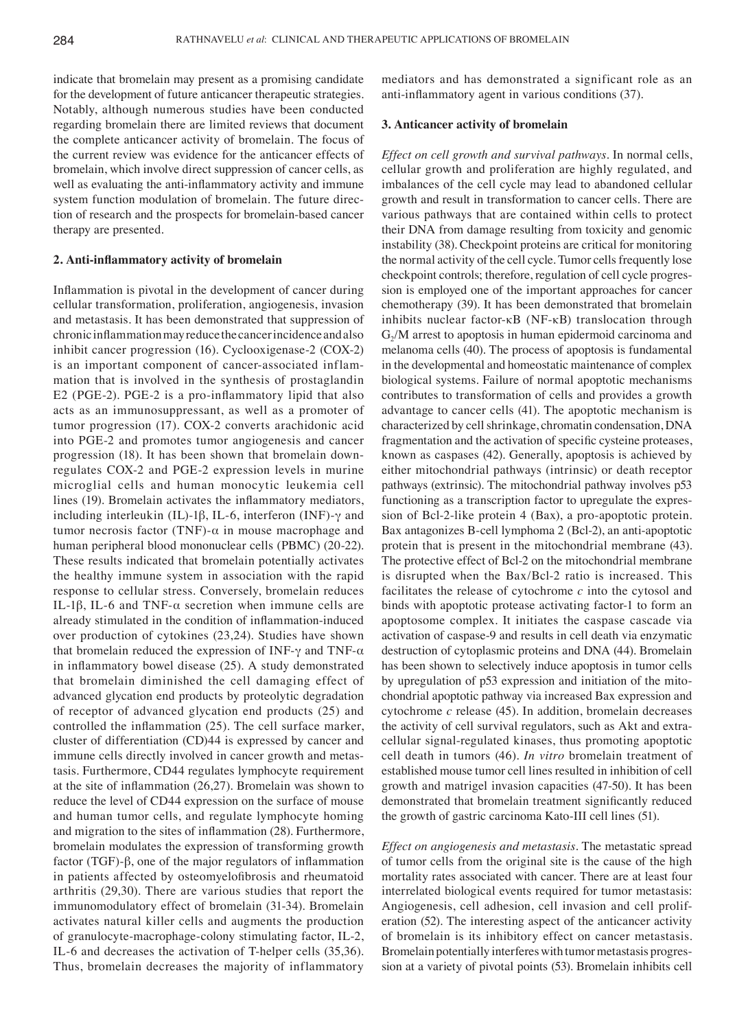indicate that bromelain may present as a promising candidate for the development of future anticancer therapeutic strategies. Notably, although numerous studies have been conducted regarding bromelain there are limited reviews that document the complete anticancer activity of bromelain. The focus of the current review was evidence for the anticancer effects of bromelain, which involve direct suppression of cancer cells, as well as evaluating the anti-inflammatory activity and immune system function modulation of bromelain. The future direction of research and the prospects for bromelain-based cancer therapy are presented.

## 2. Anti-inflammatory activity of bromelain

Inflammation is pivotal in the development of cancer during cellular transformation, proliferation, angiogenesis, invasion and metastasis. It has been demonstrated that suppression of chronic inflammation may reduce the cancer incidence and also inhibit cancer progression (16). Cyclooxigenase-2 (COX-2) is an important component of cancer-associated inflammation that is involved in the synthesis of prostaglandin E2 (PGE-2). PGE-2 is a pro-inflammatory lipid that also acts as an immunosuppressant, as well as a promoter of tumor progression (17). COX-2 converts arachidonic acid into PGE-2 and promotes tumor angiogenesis and cancer progression (18). It has been shown that bromelain downregulates COX-2 and PGE-2 expression levels in murine microglial cells and human monocytic leukemia cell lines (19). Bromelain activates the inflammatory mediators, including interleukin (IL)-1β, IL-6, interferon (INF)-γ and tumor necrosis factor (TNF)-α in mouse macrophage and human peripheral blood mononuclear cells (PBMC) (20-22). These results indicated that bromelain potentially activates the healthy immune system in association with the rapid response to cellular stress. Conversely, bromelain reduces IL-1β, IL-6 and TNF-α secretion when immune cells are already stimulated in the condition of inflammation-induced over production of cytokines (23,24). Studies have shown that bromelain reduced the expression of INF-γ and TNF-α in inflammatory bowel disease (25). A study demonstrated that bromelain diminished the cell damaging effect of advanced glycation end products by proteolytic degradation of receptor of advanced glycation end products (25) and controlled the inflammation (25). The cell surface marker, cluster of differentiation (CD)44 is expressed by cancer and immune cells directly involved in cancer growth and metastasis. Furthermore, CD44 regulates lymphocyte requirement at the site of inflammation (26,27). Bromelain was shown to reduce the level of CD44 expression on the surface of mouse and human tumor cells, and regulate lymphocyte homing and migration to the sites of inflammation (28). Furthermore, bromelain modulates the expression of transforming growth factor (TGF)-β, one of the major regulators of inflammation in patients affected by osteomyelofibrosis and rheumatoid arthritis (29,30). There are various studies that report the immunomodulatory effect of bromelain (31-34). Bromelain activates natural killer cells and augments the production of granulocyte-macrophage-colony stimulating factor, IL-2, IL-6 and decreases the activation of T-helper cells (35,36). Thus, bromelain decreases the majority of inflammatory mediators and has demonstrated a significant role as an anti-inflammatory agent in various conditions (37).

## 3. Anticancer activity of bromelain

*Effect on cell growth and survival pathways.* In normal cells, cellular growth and proliferation are highly regulated, and imbalances of the cell cycle may lead to abandoned cellular growth and result in transformation to cancer cells. There are various pathways that are contained within cells to protect their DNA from damage resulting from toxicity and genomic instability (38). Checkpoint proteins are critical for monitoring the normal activity of the cell cycle. Tumor cells frequently lose checkpoint controls; therefore, regulation of cell cycle progression is employed one of the important approaches for cancer chemotherapy (39). It has been demonstrated that bromelain inhibits nuclear factor-κB (NF-κB) translocation through $G_2$/M arrest to apoptosis in human epidermoid carcinoma and melanoma cells (40). The process of apoptosis is fundamental in the developmental and homeostatic maintenance of complex biological systems. Failure of normal apoptotic mechanisms contributes to transformation of cells and provides a growth advantage to cancer cells (41). The apoptotic mechanism is characterized by cell shrinkage, chromatin condensation, DNA fragmentation and the activation of specific cysteine proteases, known as caspases (42). Generally, apoptosis is achieved by either mitochondrial pathways (intrinsic) or death receptor pathways (extrinsic). The mitochondrial pathway involves p53 functioning as a transcription factor to upregulate the expression of Bcl-2-like protein 4 (Bax), a pro-apoptotic protein. Bax antagonizes B-cell lymphoma 2 (Bcl-2), an anti-apoptotic protein that is present in the mitochondrial membrane (43). The protective effect of Bcl-2 on the mitochondrial membrane is disrupted when the Bax/Bcl-2 ratio is increased. This facilitates the release of cytochrome *c* into the cytosol and binds with apoptotic protease activating factor-1 to form an apoptosome complex. It initiates the caspase cascade via activation of caspase-9 and results in cell death via enzymatic destruction of cytoplasmic proteins and DNA (44). Bromelain has been shown to selectively induce apoptosis in tumor cells by upregulation of p53 expression and initiation of the mitochondrial apoptotic pathway via increased Bax expression and cytochrome *c* release (45). In addition, bromelain decreases the activity of cell survival regulators, such as Akt and extracellular signal-regulated kinases, thus promoting apoptotic cell death in tumors (46). *In vitro* bromelain treatment of established mouse tumor cell lines resulted in inhibition of cell growth and matrigel invasion capacities (47-50). It has been demonstrated that bromelain treatment significantly reduced the growth of gastric carcinoma Kato-III cell lines (51).

*Effect on angiogenesis and metastasis.* The metastatic spread of tumor cells from the original site is the cause of the high mortality rates associated with cancer. There are at least four interrelated biological events required for tumor metastasis: Angiogenesis, cell adhesion, cell invasion and cell proliferation (52). The interesting aspect of the anticancer activity of bromelain is its inhibitory effect on cancer metastasis. Bromelain potentially interferes with tumor metastasis progression at a variety of pivotal points (53). Bromelain inhibits cell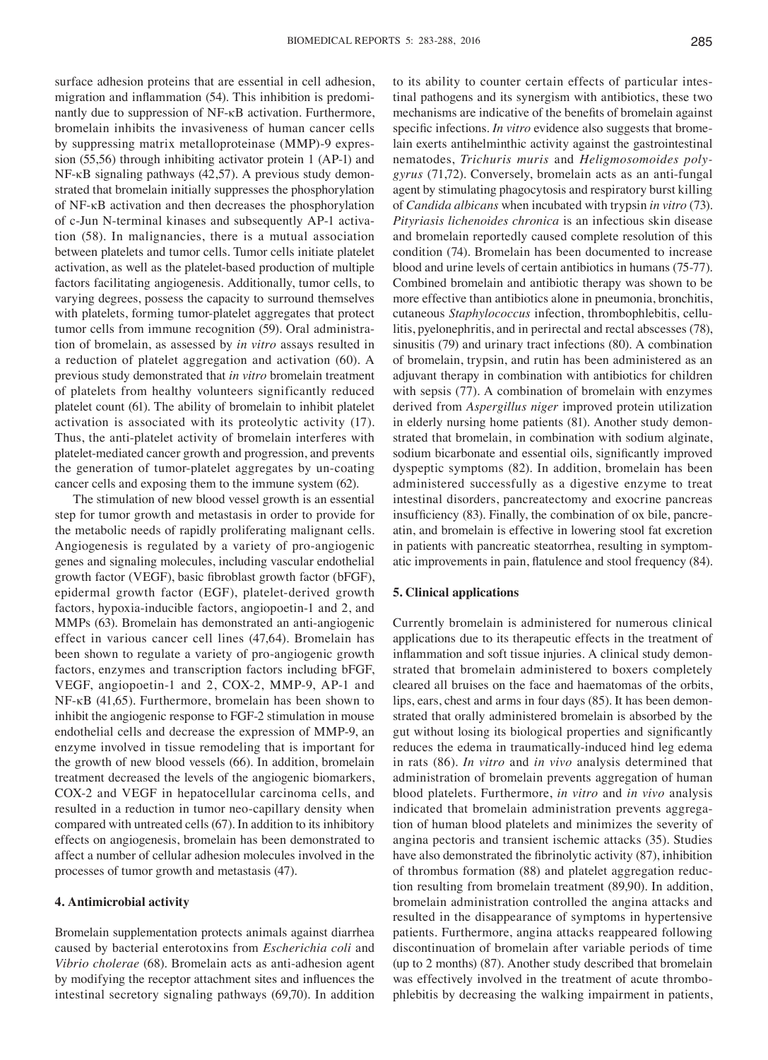surface adhesion proteins that are essential in cell adhesion, migration and inflammation (54). This inhibition is predominantly due to suppression of NF-κB activation. Furthermore, bromelain inhibits the invasiveness of human cancer cells by suppressing matrix metalloproteinase (MMP)-9 expression (55,56) through inhibiting activator protein 1 (AP-1) and NF-κB signaling pathways (42,57). A previous study demonstrated that bromelain initially suppresses the phosphorylation of NF-κB activation and then decreases the phosphorylation of c-Jun N-terminal kinases and subsequently AP-1 activation (58). In malignancies, there is a mutual association between platelets and tumor cells. Tumor cells initiate platelet activation, as well as the platelet-based production of multiple factors facilitating angiogenesis. Additionally, tumor cells, to varying degrees, possess the capacity to surround themselves with platelets, forming tumor-platelet aggregates that protect tumor cells from immune recognition (59). Oral administration of bromelain, as assessed by *in vitro* assays resulted in a reduction of platelet aggregation and activation (60). A previous study demonstrated that *in vitro* bromelain treatment of platelets from healthy volunteers significantly reduced platelet count (61). The ability of bromelain to inhibit platelet activation is associated with its proteolytic activity (17). Thus, the anti-platelet activity of bromelain interferes with platelet-mediated cancer growth and progression, and prevents the generation of tumor-platelet aggregates by un-coating cancer cells and exposing them to the immune system (62).

The stimulation of new blood vessel growth is an essential step for tumor growth and metastasis in order to provide for the metabolic needs of rapidly proliferating malignant cells. Angiogenesis is regulated by a variety of pro-angiogenic genes and signaling molecules, including vascular endothelial growth factor (VEGF), basic fibroblast growth factor (bFGF), epidermal growth factor (EGF), platelet-derived growth factors, hypoxia-inducible factors, angiopoetin-1 and 2, and MMPs (63). Bromelain has demonstrated an anti-angiogenic effect in various cancer cell lines (47,64). Bromelain has been shown to regulate a variety of pro-angiogenic growth factors, enzymes and transcription factors including bFGF, VEGF, angiopoetin-1 and 2, COX-2, MMP-9, AP-1 and NF-κB (41,65). Furthermore, bromelain has been shown to inhibit the angiogenic response to FGF-2 stimulation in mouse endothelial cells and decrease the expression of MMP-9, an enzyme involved in tissue remodeling that is important for the growth of new blood vessels (66). In addition, bromelain treatment decreased the levels of the angiogenic biomarkers, COX-2 and VEGF in hepatocellular carcinoma cells, and resulted in a reduction in tumor neo-capillary density when compared with untreated cells (67). In addition to its inhibitory effects on angiogenesis, bromelain has been demonstrated to affect a number of cellular adhesion molecules involved in the processes of tumor growth and metastasis (47).

## 4. Antimicrobial activity

Bromelain supplementation protects animals against diarrhea caused by bacterial enterotoxins from *Escherichia coli* and *Vibrio cholerae* (68). Bromelain acts as anti-adhesion agent by modifying the receptor attachment sites and influences the intestinal secretory signaling pathways (69,70). In addition to its ability to counter certain effects of particular intestinal pathogens and its synergism with antibiotics, these two mechanisms are indicative of the benefits of bromelain against specific infections. *In vitro* evidence also suggests that bromelain exerts antihelminthic activity against the gastrointestinal nematodes, *Trichuris muris* and *Heligmosomoides polygyrus* (71,72). Conversely, bromelain acts as an anti-fungal agent by stimulating phagocytosis and respiratory burst killing of *Candida albicans* when incubated with trypsin *in vitro* (73). *Pityriasis lichenoides chronica* is an infectious skin disease and bromelain reportedly caused complete resolution of this condition (74). Bromelain has been documented to increase blood and urine levels of certain antibiotics in humans (75-77). Combined bromelain and antibiotic therapy was shown to be more effective than antibiotics alone in pneumonia, bronchitis, cutaneous *Staphylococcus* infection, thrombophlebitis, cellulitis, pyelonephritis, and in perirectal and rectal abscesses (78), sinusitis (79) and urinary tract infections (80). A combination of bromelain, trypsin, and rutin has been administered as an adjuvant therapy in combination with antibiotics for children with sepsis (77). A combination of bromelain with enzymes derived from *Aspergillus niger* improved protein utilization in elderly nursing home patients (81). Another study demonstrated that bromelain, in combination with sodium alginate, sodium bicarbonate and essential oils, significantly improved dyspeptic symptoms (82). In addition, bromelain has been administered successfully as a digestive enzyme to treat intestinal disorders, pancreatectomy and exocrine pancreas insufficiency (83). Finally, the combination of ox bile, pancreatin, and bromelain is effective in lowering stool fat excretion in patients with pancreatic steatorrhea, resulting in symptomatic improvements in pain, flatulence and stool frequency (84).

## 5. Clinical applications

Currently bromelain is administered for numerous clinical applications due to its therapeutic effects in the treatment of inflammation and soft tissue injuries. A clinical study demonstrated that bromelain administered to boxers completely cleared all bruises on the face and haematomas of the orbits, lips, ears, chest and arms in four days (85). It has been demonstrated that orally administered bromelain is absorbed by the gut without losing its biological properties and significantly reduces the edema in traumatically-induced hind leg edema in rats (86). *In vitro* and *in vivo* analysis determined that administration of bromelain prevents aggregation of human blood platelets. Furthermore, *in vitro* and *in vivo* analysis indicated that bromelain administration prevents aggregation of human blood platelets and minimizes the severity of angina pectoris and transient ischemic attacks (35). Studies have also demonstrated the fibrinolytic activity (87), inhibition of thrombus formation (88) and platelet aggregation reduction resulting from bromelain treatment (89,90). In addition, bromelain administration controlled the angina attacks and resulted in the disappearance of symptoms in hypertensive patients. Furthermore, angina attacks reappeared following discontinuation of bromelain after variable periods of time (up to 2 months) (87). Another study described that bromelain was effectively involved in the treatment of acute thrombophlebitis by decreasing the walking impairment in patients,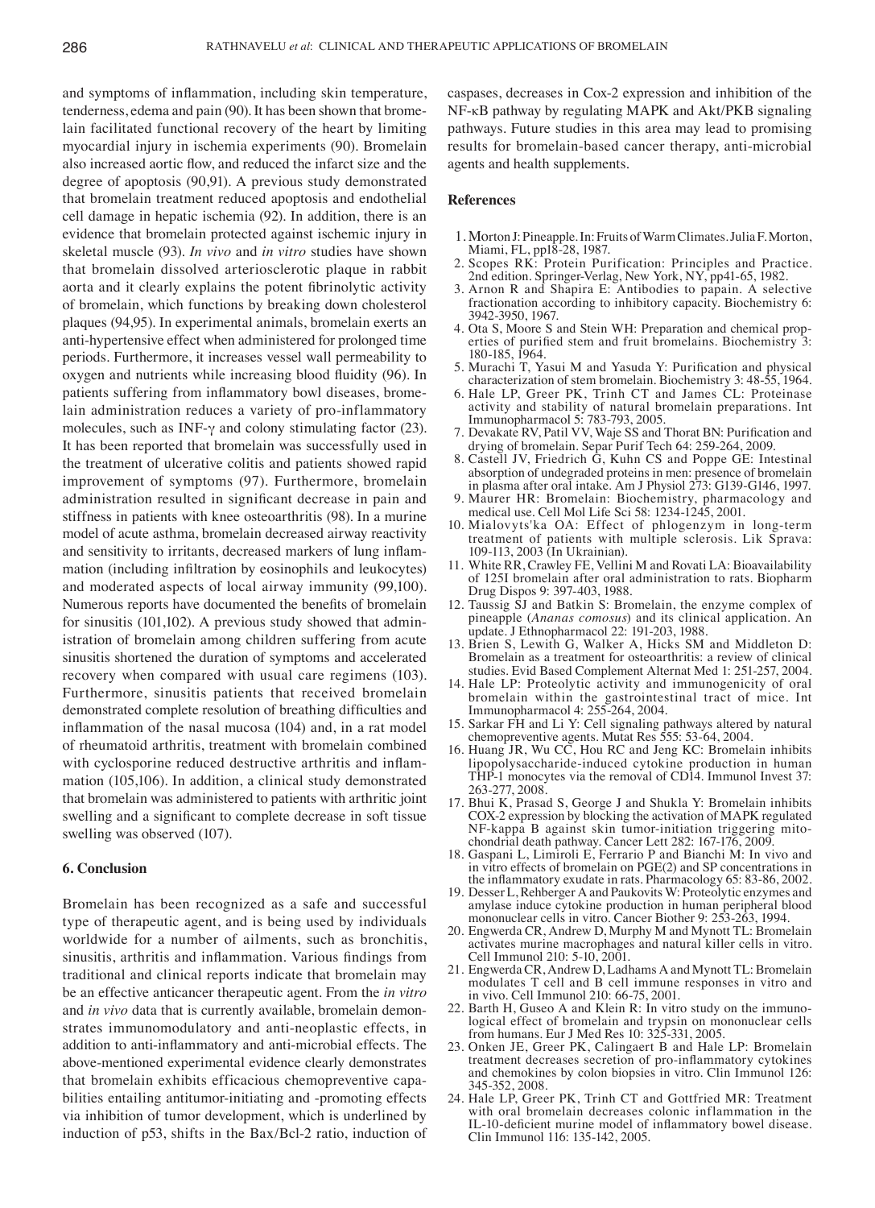and symptoms of inflammation, including skin temperature, tenderness, edema and pain (90). It has been shown that bromelain facilitated functional recovery of the heart by limiting myocardial injury in ischemia experiments (90). Bromelain also increased aortic flow, and reduced the infarct size and the degree of apoptosis (90,91). A previous study demonstrated that bromelain treatment reduced apoptosis and endothelial cell damage in hepatic ischemia (92). In addition, there is an evidence that bromelain protected against ischemic injury in skeletal muscle (93). *In vivo* and *in vitro* studies have shown that bromelain dissolved arteriosclerotic plaque in rabbit aorta and it clearly explains the potent fibrinolytic activity of bromelain, which functions by breaking down cholesterol plaques (94,95). In experimental animals, bromelain exerts an anti-hypertensive effect when administered for prolonged time periods. Furthermore, it increases vessel wall permeability to oxygen and nutrients while increasing blood fluidity (96). In patients suffering from inflammatory bowel diseases, bromelain administration reduces a variety of pro-inflammatory molecules, such as INF-$\gamma$ and colony stimulating factor (23). It has been reported that bromelain was successfully used in the treatment of ulcerative colitis and patients showed rapid improvement of symptoms (97). Furthermore, bromelain administration resulted in significant decrease in pain and stiffness in patients with knee osteoarthritis (98). In a murine model of acute asthma, bromelain decreased airway reactivity and sensitivity to irritants, decreased markers of lung inflammation (including infiltration by eosinophils and leukocytes) and moderated aspects of local airway immunity (99,100). Numerous reports have documented the benefits of bromelain for sinusitis (101,102). A previous study showed that administration of bromelain among children suffering from acute sinusitis shortened the duration of symptoms and accelerated recovery when compared with usual care regimens (103). Furthermore, sinusitis patients that received bromelain demonstrated complete resolution of breathing difficulties and inflammation of the nasal mucosa (104) and, in a rat model of rheumatoid arthritis, treatment with bromelain combined with cyclosporine reduced destructive arthritis and inflammation (105,106). In addition, a clinical study demonstrated that bromelain was administered to patients with arthritic joint swelling and a significant to complete decrease in soft tissue swelling was observed (107).

## 6. Conclusion

Bromelain has been recognized as a safe and successful type of therapeutic agent, and is being used by individuals worldwide for a number of ailments, such as bronchitis, sinusitis, arthritis and inflammation. Various findings from traditional and clinical reports indicate that bromelain may be an effective anticancer therapeutic agent. From the *in vitro* and *in vivo* data that is currently available, bromelain demonstrates immunomodulatory and anti-neoplastic effects, in addition to anti-inflammatory and anti-microbial effects. The above-mentioned experimental evidence clearly demonstrates that bromelain exhibits efficacious chemopreventive capabilities entailing antitumor-initiating and -promoting effects via inhibition of tumor development, which is underlined by induction of p53, shifts in the Bax/Bcl-2 ratio, induction of caspases, decreases in Cox-2 expression and inhibition of the NF-κB pathway by regulating MAPK and Akt/PKB signaling pathways. Future studies in this area may lead to promising results for bromelain-based cancer therapy, anti-microbial agents and health supplements.

## References

1. Morton J: Pineapple. In: Fruits of Warm Climates. Julia F. Morton, Miami, FL, pp18-28, 1987.
2. Scopes RK: Protein Purification: Principles and Practice. 2nd edition. Springer-Verlag, New York, NY, pp41-65, 1982.
3. Arnon R and Shapira E: Antibodies to papain. A selective fractionation according to inhibitory capacity. Biochemistry 6: 3942-3950, 1967.
4. Ota S, Moore S and Stein WH: Preparation and chemical properties of purified stem and fruit bromelains. Biochemistry 3: 180-185, 1964.
5. Murachi T, Yasui M and Yasuda Y: Purification and physical characterization of stem bromelain. Biochemistry 3: 48-55, 1964.
6. Hale LP, Greer PK, Trinh CT and James CL: Proteinase activity and stability of natural bromelain preparations. Int Immunopharmacol 5: 783-793, 2005.
7. Devakate RV, Patil VV, Waje SS and Thorat BN: Purification and drying of bromelain. Separ Purif Tech 64: 259-264, 2009.
8. Castell JV, Friedrich G, Kuhn CS and Poppe GE: Intestinal absorption of undegraded proteins in men: presence of bromelain in plasma after oral intake. Am J Physiol 273: G139-G146, 1997.
9. Maurer HR: Bromelain: Biochemistry, pharmacology and medical use. Cell Mol Life Sci 58: 1234-1245, 2001.
10. Mialovyts'ka OA: Effect of phlogenzym in long-term treatment of patients with multiple sclerosis. Lik Sprava: 109-113, 2003 (In Ukrainian).
11. White RR, Crawley FE, Vellini M and Rovati LA: Bioavailability of 125I bromelain after oral administration to rats. Biopharm Drug Dispos 9: 397-403, 1988.
12. Taussig SJ and Batkin S: Bromelain, the enzyme complex of pineapple (*Ananas comosus*) and its clinical application. An update. J Ethnopharmacol 22: 191-203, 1988.
13. Brien S, Lewith G, Walker A, Hicks SM and Middleton D: Bromelain as a treatment for osteoarthritis: a review of clinical studies. Evid Based Complement Alternat Med 1: 251-257, 2004.
14. Hale LP: Proteolytic activity and immunogenicity of oral bromelain within the gastrointestinal tract of mice. Int Immunopharmacol 4: 255-264, 2004.
15. Sarkar FH and Li Y: Cell signaling pathways altered by natural chemopreventive agents. Mutat Res 555: 53-64, 2004.
16. Huang JR, Wu CC, Hou RC and Jeng KC: Bromelain inhibits lipopolysaccharide-induced cytokine production in human THP-1 monocytes via the removal of CD14. Immunol Invest 37: 263-277, 2008.
17. Bhui K, Prasad S, George J and Shukla Y: Bromelain inhibits COX-2 expression by blocking the activation of MAPK regulated NF-kappa B against skin tumor-initiation triggering mitochondrial death pathway. Cancer Lett 282: 167-176, 2009.
18. Gaspani L, Limiroli E, Ferrario P and Bianchi M: In vivo and in vitro effects of bromelain on PGE(2) and SP concentrations in the inflammatory exudate in rats. Pharmacology 65: 83-86, 2002.
19. Desser L, Rehberger A and Paukovits W: Proteolytic enzymes and amylase induce cytokine production in human peripheral blood mononuclear cells in vitro. Cancer Biother 9: 253-263, 1994.
20. Engwerda CR, Andrew D, Murphy M and Mynott TL: Bromelain activates murine macrophages and natural killer cells in vitro. Cell Immunol 210: 5-10, 2001.
21. Engwerda CR, Andrew D, Ladhams A and Mynott TL: Bromelain modulates T cell and B cell immune responses in vitro and in vivo. Cell Immunol 210: 66-75, 2001.
22. Barth H, Guseo A and Klein R: In vitro study on the immunological effect of bromelain and trypsin on mononuclear cells from humans. Eur J Med Res 10: 325-331, 2005.
23. Onken JE, Greer PK, Calingaert B and Hale LP: Bromelain treatment decreases secretion of pro-inflammatory cytokines and chemokines by colon biopsies in vitro. Clin Immunol 126: 345-352, 2008.
24. Hale LP, Greer PK, Trinh CT and Gottfried MR: Treatment with oral bromelain decreases colonic inflammation in the IL-10-deficient murine model of inflammatory bowel disease. Clin Immunol 116: 135-142, 2005.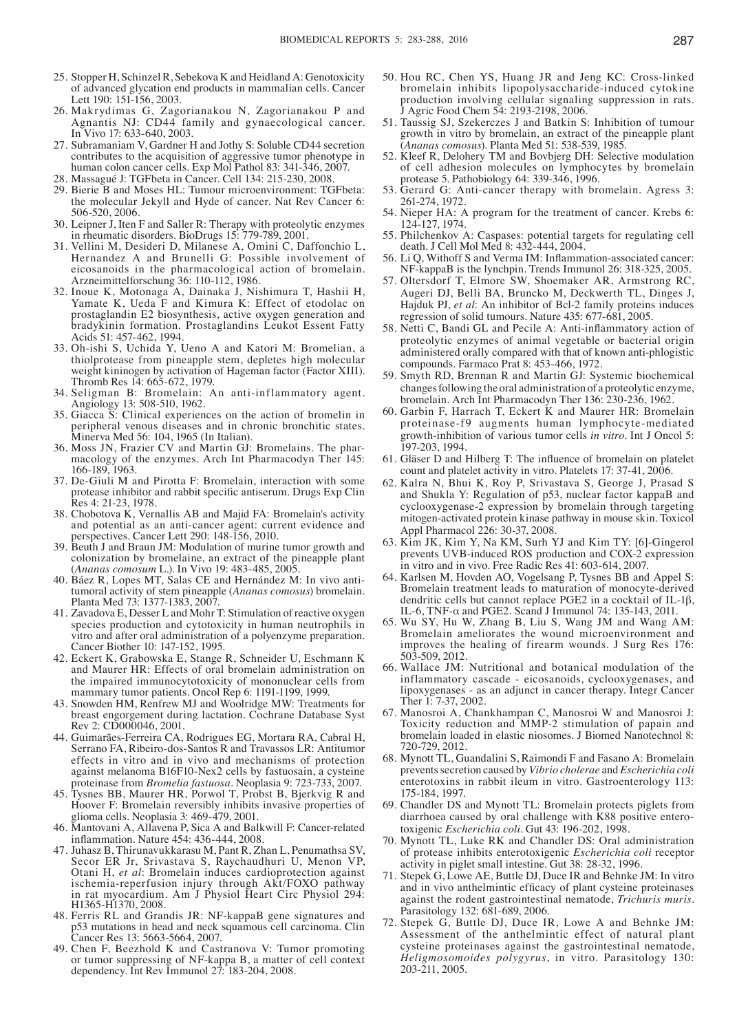25. Stopper H, Schinzel R, Sebekova K and Heidland A: Genotoxicity of advanced glycation end products in mammalian cells. Cancer Lett 190: 151-156, 2003.
26. Makrydimas G, Zagorianakou N, Zagorianakou P and Agnantis NJ: CD44 family and gynaecological cancer. In Vivo 17: 633-640, 2003.
27. Subramaniam V, Gardner H and Jothy S: Soluble CD44 secretion contributes to the acquisition of aggressive tumor phenotype in human colon cancer cells. Exp Mol Pathol 83: 341-346, 2007.
28. Massagué J: TGFbeta in Cancer. Cell 134: 215-230, 2008.
29. Bierie B and Moses HL: Tumour microenvironment: TGFbeta: the molecular Jekyll and Hyde of cancer. Nat Rev Cancer 6: 506-520, 2006.
30. Leipner J, Iten F and Saller R: Therapy with proteolytic enzymes in rheumatic disorders. BioDrugs 15: 779-789, 2001.
31. Vellini M, Desideri D, Milanese A, Omini C, Daffonchio L, Hernandez A and Brunelli G: Possible involvement of eicosanoids in the pharmacological action of bromelain. Arzneimittelforschung 36: 110-112, 1986.
32. Inoue K, Motonaga A, Dainaka J, Nishimura T, Hashii H, Yamate K, Ueda F and Kimura K: Effect of etodolac on prostaglandin E2 biosynthesis, active oxygen generation and bradykinin formation. Prostaglandins Leukot Essent Fatty Acids 51: 457-462, 1994.
33. Oh-ishi S, Uchida Y, Ueno A and Katori M: Bromelian, a thiolprotease from pineapple stem, depletes high molecular weight kininogen by activation of Hageman factor (Factor XIII). Thromb Res 14: 665-672, 1979.
34. Seligman B: Bromelain: An anti-inflammatory agent. Angiology 13: 508-510, 1962.
35. Giacca S: Clinical experiences on the action of bromelin in peripheral venous diseases and in chronic bronchitic states. Minerva Med 56: 104, 1965 (In Italian).
36. Moss JN, Frazier CV and Martin GJ: Bromelains. The pharmacology of the enzymes. Arch Int Pharmacodyn Ther 145: 166-189, 1963.
37. De-Giuli M and Pirotta F: Bromelain, interaction with some protease inhibitor and rabbit specific antiserum. Drugs Exp Clin Res 4: 21-23, 1978.
38. Chobotova K, Vernallis AB and Majid FA: Bromelain's activity and potential as an anti-cancer agent: current evidence and perspectives. Cancer Lett 290: 148-156, 2010.
39. Beuth J and Braun JM: Modulation of murine tumor growth and colonization by bromelaine, an extract of the pineapple plant (*Ananas comosum* L.). In Vivo 19: 483-485, 2005.
40. Báez R, Lopes MT, Salas CE and Hernández M: In vivo antitumoral activity of stem pineapple (*Ananas comosus*) bromelain. Planta Med 73: 1377-1383, 2007.
41. Zavadova E, Desser L and Mohr T: Stimulation of reactive oxygen species production and cytotoxicity in human neutrophils in vitro and after oral administration of a polyenzyme preparation. Cancer Biother 10: 147-152, 1995.
42. Eckert K, Grabowska E, Stange R, Schneider U, Eschmann K and Maurer HR: Effects of oral bromelain administration on the impaired immunocytotoxicity of mononuclear cells from mammary tumor patients. Oncol Rep 6: 1191-1199, 1999.
43. Snowden HM, Renfrew MJ and Woolridge MW: Treatments for breast engorgement during lactation. Cochrane Database Syst Rev 2: CD000046, 2001.
44. Guimarães-Ferreira CA, Rodrigues EG, Mortara RA, Cabral H, Serrano FA, Ribeiro-dos-Santos R and Travassos LR: Antitumor effects in vitro and in vivo and mechanisms of protection against melanoma B16F10-Nex2 cells by fastuosain, a cysteine proteinase from *Bromelia fastuosa*. Neoplasia 9: 723-733, 2007.
45. Tysnes BB, Maurer HR, Porwol T, Probst B, Bjerkvig R and Hoover F: Bromelain reversibly inhibits invasive properties of glioma cells. Neoplasia 3: 469-479, 2001.
46. Mantovani A, Allavena P, Sica A and Balkwill F: Cancer-related inflammation. Nature 454: 436-444, 2008.
47. Juhasz B, Thirunavukkarasu M, Pant R, Zhan L, Penumathsa SV, Secor ER Jr, Srivastava S, Raychaudhuri U, Menon VP, Otani H, *et al*: Bromelain induces cardioprotection against ischemia-reperfusion injury through Akt/FOXO pathway in rat myocardium. Am J Physiol Heart Circ Physiol 294: H1365-H1370, 2008.
48. Ferris RL and Grandis JR: NF-kappaB gene signatures and p53 mutations in head and neck squamous cell carcinoma. Clin Cancer Res 13: 5663-5664, 2007.
49. Chen F, Beezhold K and Castranova V: Tumor promoting or tumor suppressing of NF-kappa B, a matter of cell context dependency. Int Rev Immunol 27: 183-204, 2008.
50. Hou RC, Chen YS, Huang JR and Jeng KC: Cross-linked bromelain inhibits lipopolysaccharide-induced cytokine production involving cellular signaling suppression in rats. J Agric Food Chem 54: 2193-2198, 2006.
51. Taussig SJ, Szekerczes J and Batkin S: Inhibition of tumour growth in vitro by bromelain, an extract of the pineapple plant (*Ananas comosus*). Planta Med 51: 538-539, 1985.
52. Kleef R, Delohery TM and Bovbjerg DH: Selective modulation of cell adhesion molecules on lymphocytes by bromelain protease 5. Pathobiology 64: 339-346, 1996.
53. Gerard G: Anti-cancer therapy with bromelain. Agress 3: 261-274, 1972.
54. Nieper HA: A program for the treatment of cancer. Krebs 6: 124-127, 1974.
55. Philchenkov A: Caspases: potential targets for regulating cell death. J Cell Mol Med 8: 432-444, 2004.
56. Li Q, Withoff S and Verma IM: Inflammation-associated cancer: NF-kappaB is the lynchpin. Trends Immunol 26: 318-325, 2005.
57. Oltersdorf T, Elmore SW, Shoemaker AR, Armstrong RC, Augeri DJ, Belli BA, Bruncko M, Deckwerth TL, Dinges J, Hajduk PJ, *et al*: An inhibitor of Bcl-2 family proteins induces regression of solid tumours. Nature 435: 677-681, 2005.
58. Netti C, Bandi GL and Pecile A: Anti-inflammatory action of proteolytic enzymes of animal vegetable or bacterial origin administered orally compared with that of known anti-phlogistic compounds. Farmaco Prat 8: 453-466, 1972.
59. Smyth RD, Brennan R and Martin GJ: Systemic biochemical changes following the oral administration of a proteolytic enzyme, bromelain. Arch Int Pharmacodyn Ther 136: 230-236, 1962.
60. Garbin F, Harrach T, Eckert K and Maurer HR: Bromelain proteinase-f9 augments human lymphocyte-mediated growth-inhibition of various tumor cells *in vitro*. Int J Oncol 5: 197-203, 1994.
61. Gläser D and Hilberg T: The influence of bromelain on platelet count and platelet activity in vitro. Platelets 17: 37-41, 2006.
62. Kalra N, Bhui K, Roy P, Srivastava S, George J, Prasad S and Shukla Y: Regulation of p53, nuclear factor kappaB and cyclooxygenase-2 expression by bromelain through targeting mitogen-activated protein kinase pathway in mouse skin. Toxicol Appl Pharmacol 226: 30-37, 2008.
63. Kim JK, Kim Y, Na KM, Surh YJ and Kim TY: [6]-Gingerol prevents UVB-induced ROS production and COX-2 expression in vitro and in vivo. Free Radic Res 41: 603-614, 2007.
64. Karlsen M, Hovden AO, Vogelsang P, Tysnes BB and Appel S: Bromelain treatment leads to maturation of monocyte-derived dendritic cells but cannot replace PGE2 in a cocktail of IL-1β, IL-6, TNF-α and PGE2. Scand J Immunol 74: 135-143, 2011.
65. Wu SY, Hu W, Zhang B, Liu S, Wang JM and Wang AM: Bromelain ameliorates the wound microenvironment and improves the healing of firearm wounds. J Surg Res 176: 503-509, 2012.
66. Wallace JM: Nutritional and botanical modulation of the inflammatory cascade - eicosanoids, cyclooxygenases, and lipoxygenases - as an adjunct in cancer therapy. Integr Cancer Ther 1: 7-37, 2002.
67. Manosroi A, Chankhampan C, Manosroi W and Manosroi J: Toxicity reduction and MMP-2 stimulation of papain and bromelain loaded in elastic niosomes. J Biomed Nanotechnol 8: 720-729, 2012.
68. Mynott TL, Guandalini S, Raimondi F and Fasano A: Bromelain prevents secretion caused by *Vibrio cholerae* and *Escherichia coli* enterotoxins in rabbit ileum in vitro. Gastroenterology 113: 175-184, 1997.
69. Chandler DS and Mynott TL: Bromelain protects piglets from diarrhoea caused by oral challenge with K88 positive enterotoxigenic *Escherichia coli*. Gut 43: 196-202, 1998.
70. Mynott TL, Luke RK and Chandler DS: Oral administration of protease inhibits enterotoxigenic *Escherichia coli* receptor activity in piglet small intestine. Gut 38: 28-32, 1996.
71. Stepek G, Lowe AE, Buttle DJ, Duce IR and Behnke JM: In vitro and in vivo anthelmintic efficacy of plant cysteine proteinases against the rodent gastrointestinal nematode, *Trichuris muris*. Parasitology 132: 681-689, 2006.
72. Stepek G, Buttle DJ, Duce IR, Lowe A and Behnke JM: Assessment of the anthelmintic effect of natural plant cysteine proteinases against the gastrointestinal nematode, *Heligmosomoides polygyrus*, in vitro. Parasitology 130: 203-211, 2005.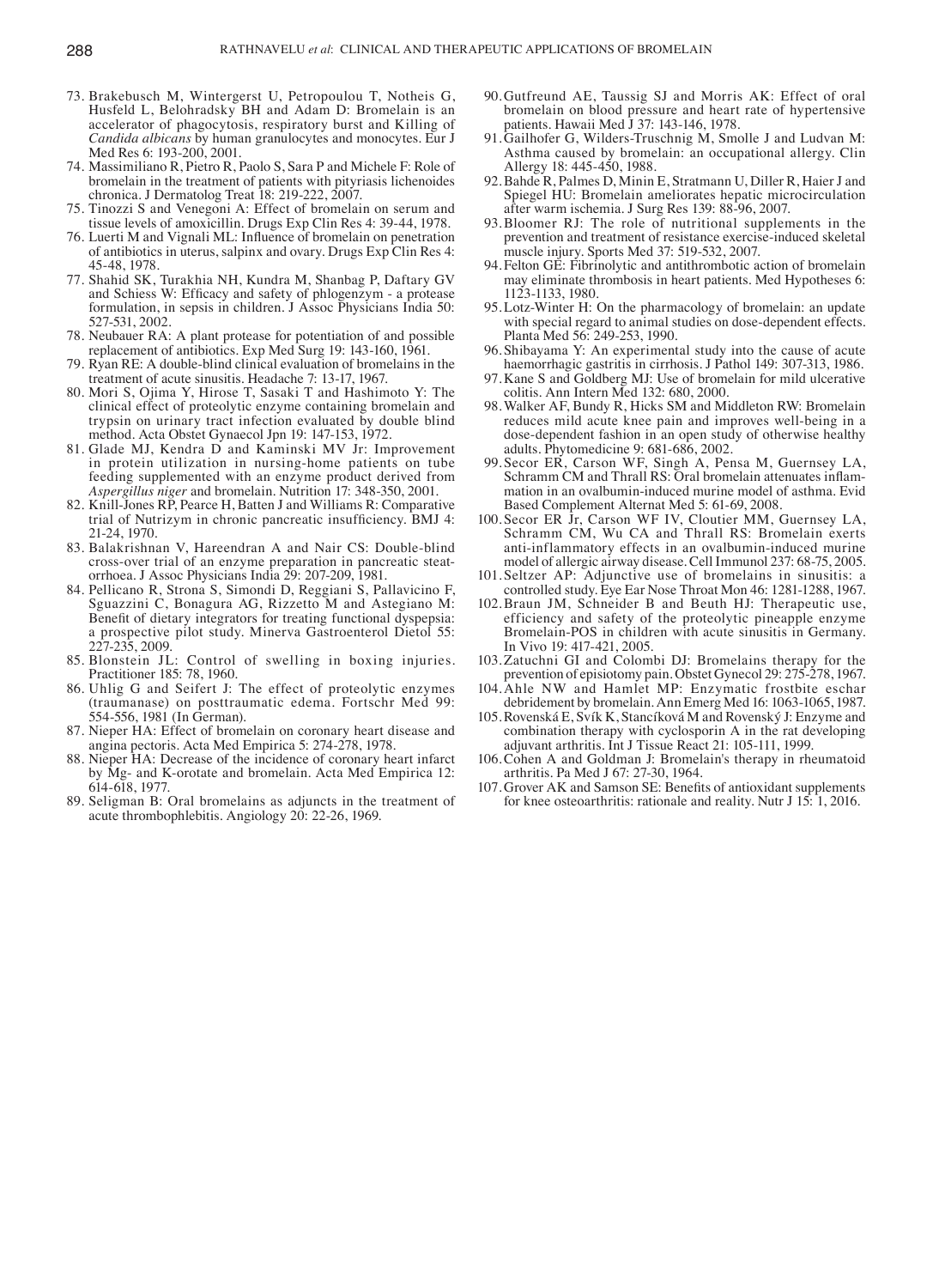73. Brakebusch M, Wintergerst U, Petropoulou T, Notheis G, Husfeld L, Belohradsky BH and Adam D: Bromelain is an accelerator of phagocytosis, respiratory burst and Killing of *Candida albicans* by human granulocytes and monocytes. Eur J Med Res 6: 193-200, 2001.
74. Massimiliano R, Pietro R, Paolo S, Sara P and Michele F: Role of bromelain in the treatment of patients with pityriasis lichenoides chronica. J Dermatolog Treat 18: 219-222, 2007.
75. Tinozzi S and Venegoni A: Effect of bromelain on serum and tissue levels of amoxicillin. Drugs Exp Clin Res 4: 39-44, 1978.
76. Luerti M and Vignali ML: Influence of bromelain on penetration of antibiotics in uterus, salpinx and ovary. Drugs Exp Clin Res 4: 45-48, 1978.
77. Shahid SK, Turakhia NH, Kundra M, Shanbag P, Daftary GV and Schiess W: Efficacy and safety of phlogenzym - a protease formulation, in sepsis in children. J Assoc Physicians India 50: 527-531, 2002.
78. Neubauer RA: A plant protease for potentiation of and possible replacement of antibiotics. Exp Med Surg 19: 143-160, 1961.
79. Ryan RE: A double-blind clinical evaluation of bromelains in the treatment of acute sinusitis. Headache 7: 13-17, 1967.
80. Mori S, Ojima Y, Hirose T, Sasaki T and Hashimoto Y: The clinical effect of proteolytic enzyme containing bromelain and trypsin on urinary tract infection evaluated by double blind method. Acta Obstet Gynaecol Jpn 19: 147-153, 1972.
81. Glade MJ, Kendra D and Kaminski MV Jr: Improvement in protein utilization in nursing-home patients on tube feeding supplemented with an enzyme product derived from *Aspergillus niger* and bromelain. Nutrition 17: 348-350, 2001.
82. Knill-Jones RP, Pearce H, Batten J and Williams R: Comparative trial of Nutrizym in chronic pancreatic insufficiency. BMJ 4: 21-24, 1970.
83. Balakrishnan V, Hareendran A and Nair CS: Double-blind cross-over trial of an enzyme preparation in pancreatic steatorrhoea. J Assoc Physicians India 29: 207-209, 1981.
84. Pellicano R, Strona S, Simondi D, Reggiani S, Pallavicino F, Sguazzini C, Bonagura AG, Rizzetto M and Astegiano M: Benefit of dietary integrators for treating functional dyspepsia: a prospective pilot study. Minerva Gastroenterol Dietol 55: 227-235, 2009.
85. Blonstein JL: Control of swelling in boxing injuries. Practitioner 185: 78, 1960.
86. Uhlig G and Seifert J: The effect of proteolytic enzymes (traumanase) on posttraumatic edema. Fortschr Med 99: 554-556, 1981 (In German).
87. Nieper HA: Effect of bromelain on coronary heart disease and angina pectoris. Acta Med Empirica 5: 274-278, 1978.
88. Nieper HA: Decrease of the incidence of coronary heart infarct by Mg- and K-orotate and bromelain. Acta Med Empirica 12: 614-618, 1977.
89. Seligman B: Oral bromelains as adjuncts in the treatment of acute thrombophlebitis. Angiology 20: 22-26, 1969.
90. Gutfreund AE, Taussig SJ and Morris AK: Effect of oral bromelain on blood pressure and heart rate of hypertensive patients. Hawaii Med J 37: 143-146, 1978.
91. Gailhofer G, Wilders-Truschnig M, Smolle J and Ludvan M: Asthma caused by bromelain: an occupational allergy. Clin Allergy 18: 445-450, 1988.
92. Bahde R, Palmes D, Minin E, Stratmann U, Diller R, Haier J and Spiegel HU: Bromelain ameliorates hepatic microcirculation after warm ischemia. J Surg Res 139: 88-96, 2007.
93. Bloomer RJ: The role of nutritional supplements in the prevention and treatment of resistance exercise-induced skeletal muscle injury. Sports Med 37: 519-532, 2007.
94. Felton GE: Fibrinolytic and antithrombotic action of bromelain may eliminate thrombosis in heart patients. Med Hypotheses 6: 1123-1133, 1980.
95. Lotz-Winter H: On the pharmacology of bromelain: an update with special regard to animal studies on dose-dependent effects. Planta Med 56: 249-253, 1990.
96. Shibayama Y: An experimental study into the cause of acute haemorrhagic gastritis in cirrhosis. J Pathol 149: 307-313, 1986.
97. Kane S and Goldberg MJ: Use of bromelain for mild ulcerative colitis. Ann Intern Med 132: 680, 2000.
98. Walker AF, Bundy R, Hicks SM and Middleton RW: Bromelain reduces mild acute knee pain and improves well-being in a dose-dependent fashion in an open study of otherwise healthy adults. Phytomedicine 9: 681-686, 2002.
99. Secor ER, Carson WF, Singh A, Pensa M, Guernsey LA, Schramm CM and Thrall RS: Oral bromelain attenuates inflammation in an ovalbumin-induced murine model of asthma. Evid Based Complement Alternat Med 5: 61-69, 2008.
100. Secor ER Jr, Carson WF IV, Cloutier MM, Guernsey LA, Schramm CM, Wu CA and Thrall RS: Bromelain exerts anti-inflammatory effects in an ovalbumin-induced murine model of allergic airway disease. Cell Immunol 237: 68-75, 2005.
101. Seltzer AP: Adjunctive use of bromelains in sinusitis: a controlled study. Eye Ear Nose Throat Mon 46: 1281-1288, 1967.
102. Braun JM, Schneider B and Beuth HJ: Therapeutic use, efficiency and safety of the proteolytic pineapple enzyme Bromelain-POS in children with acute sinusitis in Germany. In Vivo 19: 417-421, 2005.
103. Zatuchni GI and Colombi DJ: Bromelains therapy for the prevention of episiotomy pain. Obstet Gynecol 29: 275-278, 1967.
104. Ahle NW and Hamlet MP: Enzymatic frostbite eschar debridement by bromelain. Ann Emerg Med 16: 1063-1065, 1987.
105. Rovenská E, Svík K, Stancíková M and Rovenský J: Enzyme and combination therapy with cyclosporin A in the rat developing adjuvant arthritis. Int J Tissue React 21: 105-111, 1999.
106. Cohen A and Goldman J: Bromelain's therapy in rheumatoid arthritis. Pa Med J 67: 27-30, 1964.
107. Grover AK and Samson SE: Benefits of antioxidant supplements for knee osteoarthritis: rationale and reality. Nutr J 15: 1, 2016.